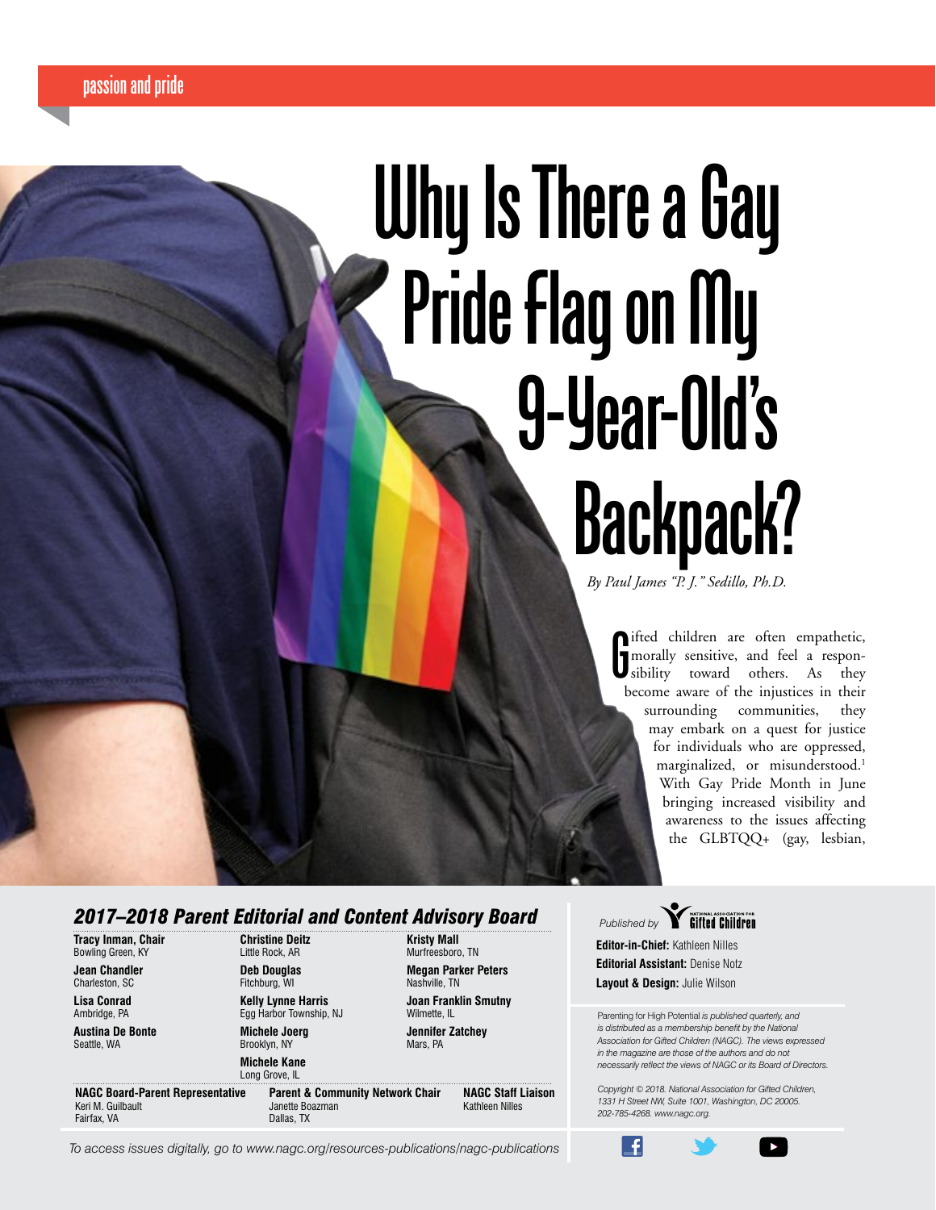passion and pride

# Why Is There a Gay Pride Flag on My 9-Year-Old's Backpack?

*By Paul James "P. J." Sedillo, Ph.D.*

Gifted children are often empathetic, morally sensitive, and feel a responsibility toward others. As they become aware of the injustices in their surrounding communities, they may embark on a quest for justice for individuals who are oppressed, marginalized, or misunderstood.[1] With Gay Pride Month in June bringing increased visibility and awareness to the issues affecting the GLBTQQ+ (gay, lesbian,

## *2017–2018 Parent Editorial and Content Advisory Board*

**Tracy Inman, Chair**
Bowling Green, KY

**Jean Chandler**
Charleston, SC

**Lisa Conrad**
Ambridge, PA

**Austina De Bonte**
Seattle, WA

**Christine Deitz**
Little Rock, AR

**Deb Douglas**
Fitchburg, WI

**Kelly Lynne Harris**
Egg Harbor Township, NJ

**Michele Joerg**
Brooklyn, NY

**Michele Kane**
Long Grove, IL

**Kristy Mall**
Murfreesboro, TN

**Megan Parker Peters**
Nashville, TN

**Joan Franklin Smutny**
Wilmette, IL

**Jennifer Zatchey**
Mars, PA

**NAGC Board-Parent Representative**
Keri M. Guilbault
Fairfax, VA

**Parent & Community Network Chair**
Janette Boazman
Dallas, TX

**NAGC Staff Liaison**
Kathleen Nilles

*To access issues digitally, go to www.nagc.org/resources-publications/nagc-publications*

*Published by* National Association for Gifted Children

**Editor-in-Chief:** Kathleen Nilles
**Editorial Assistant:** Denise Notz
**Layout & Design:** Julie Wilson

*Parenting for High Potential is published quarterly, and is distributed as a membership benefit by the National Association for Gifted Children (NAGC). The views expressed in the magazine are those of the authors and do not necessarily reflect the views of NAGC or its Board of Directors.*

*Copyright © 2018. National Association for Gifted Children, 1331 H Street NW, Suite 1001, Washington, DC 20005. 202-785-4268. www.nagc.org.*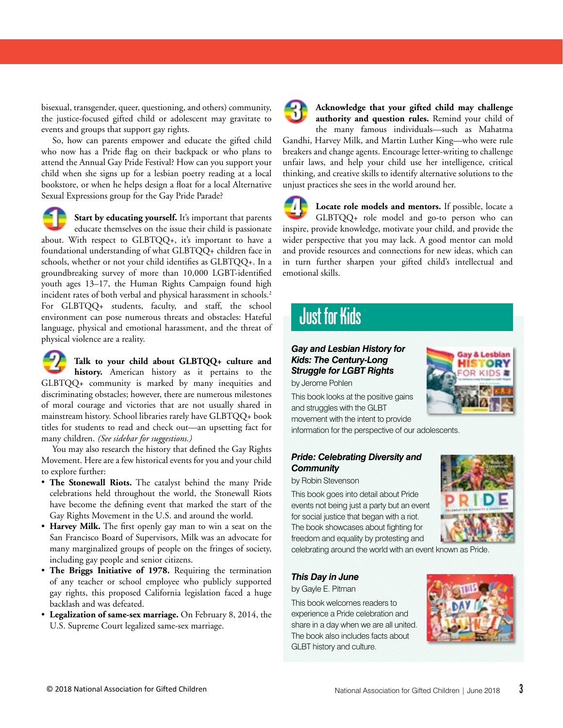bisexual, transgender, queer, questioning, and others) community, the justice-focused gifted child or adolescent may gravitate to events and groups that support gay rights.

So, how can parents empower and educate the gifted child who now has a Pride flag on their backpack or who plans to attend the Annual Gay Pride Festival? How can you support your child when she signs up for a lesbian poetry reading at a local bookstore, or when he helps design a float for a local Alternative Sexual Expressions group for the Gay Pride Parade?

1. **Start by educating yourself.** It's important that parents educate themselves on the issue their child is passionate about. With respect to GLBTQQ+, it's important to have a foundational understanding of what GLBTQQ+ children face in schools, whether or not your child identifies as GLBTQQ+. In a groundbreaking survey of more than 10,000 LGBT-identified youth ages 13–17, the Human Rights Campaign found high incident rates of both verbal and physical harassment in schools.[2] For GLBTQQ+ students, faculty, and staff, the school environment can pose numerous threats and obstacles: Hateful language, physical and emotional harassment, and the threat of physical violence are a reality.

2. **Talk to your child about GLBTQQ+ culture and history.** American history as it pertains to the GLBTQQ+ community is marked by many inequities and discriminating obstacles; however, there are numerous milestones of moral courage and victories that are not usually shared in mainstream history. School libraries rarely have GLBTQQ+ book titles for students to read and check out—an upsetting fact for many children. *(See sidebar for suggestions.)*

You may also research the history that defined the Gay Rights Movement. Here are a few historical events for you and your child to explore further:

- **The Stonewall Riots.** The catalyst behind the many Pride celebrations held throughout the world, the Stonewall Riots have become the defining event that marked the start of the Gay Rights Movement in the U.S. and around the world.
- **Harvey Milk.** The first openly gay man to win a seat on the San Francisco Board of Supervisors, Milk was an advocate for many marginalized groups of people on the fringes of society, including gay people and senior citizens.
- **The Briggs Initiative of 1978.** Requiring the termination of any teacher or school employee who publicly supported gay rights, this proposed California legislation faced a huge backlash and was defeated.
- **Legalization of same-sex marriage.** On February 8, 2014, the U.S. Supreme Court legalized same-sex marriage.

3. **Acknowledge that your gifted child may challenge authority and question rules.** Remind your child of the many famous individuals—such as Mahatma Gandhi, Harvey Milk, and Martin Luther King—who were rule breakers and change agents. Encourage letter-writing to challenge unfair laws, and help your child use her intelligence, critical thinking, and creative skills to identify alternative solutions to the unjust practices she sees in the world around her.

4. **Locate role models and mentors.** If possible, locate a GLBTQQ+ role model and go-to person who can inspire, provide knowledge, motivate your child, and provide the wider perspective that you may lack. A good mentor can mold and provide resources and connections for new ideas, which can in turn further sharpen your gifted child's intellectual and emotional skills.

## Just for Kids

***Gay and Lesbian History for Kids: The Century-Long Struggle for LGBT Rights***
by Jerome Pohlen

This book looks at the positive gains and struggles with the GLBT movement with the intent to provide information for the perspective of our adolescents.

***Pride: Celebrating Diversity and Community***
by Robin Stevenson

This book goes into detail about Pride events not being just a party but an event for social justice that began with a riot. The book showcases about fighting for freedom and equality by protesting and celebrating around the world with an event known as Pride.

***This Day in June***
by Gayle E. Pitman

This book welcomes readers to experience a Pride celebration and share in a day when we are all united. The book also includes facts about GLBT history and culture.

© 2018 National Association for Gifted Children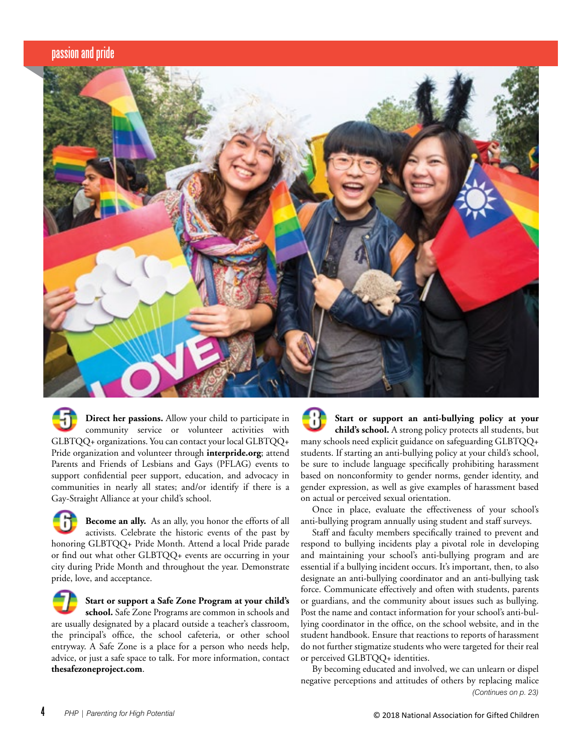**5** **Direct her passions.** Allow your child to participate in community service or volunteer activities with GLBTQQ+ organizations. You can contact your local GLBTQQ+ Pride organization and volunteer through **interpride.org**; attend Parents and Friends of Lesbians and Gays (PFLAG) events to support confidential peer support, education, and advocacy in communities in nearly all states; and/or identify if there is a Gay-Straight Alliance at your child's school.

**6** **Become an ally.** As an ally, you honor the efforts of all activists. Celebrate the historic events of the past by honoring GLBTQQ+ Pride Month. Attend a local Pride parade or find out what other GLBTQQ+ events are occurring in your city during Pride Month and throughout the year. Demonstrate pride, love, and acceptance.

**7** **Start or support a Safe Zone Program at your child's school.** Safe Zone Programs are common in schools and are usually designated by a placard outside a teacher's classroom, the principal's office, the school cafeteria, or other school entryway. A Safe Zone is a place for a person who needs help, advice, or just a safe space to talk. For more information, contact **thesafezoneproject.com**.

**8** **Start or support an anti-bullying policy at your child's school.** A strong policy protects all students, but many schools need explicit guidance on safeguarding GLBTQQ+ students. If starting an anti-bullying policy at your child's school, be sure to include language specifically prohibiting harassment based on nonconformity to gender norms, gender identity, and gender expression, as well as give examples of harassment based on actual or perceived sexual orientation.

Once in place, evaluate the effectiveness of your school's anti-bullying program annually using student and staff surveys.

Staff and faculty members specifically trained to prevent and respond to bullying incidents play a pivotal role in developing and maintaining your school's anti-bullying program and are essential if a bullying incident occurs. It's important, then, to also designate an anti-bullying coordinator and an anti-bullying task force. Communicate effectively and often with students, parents or guardians, and the community about issues such as bullying. Post the name and contact information for your school's anti-bullying coordinator in the office, on the school website, and in the student handbook. Ensure that reactions to reports of harassment do not further stigmatize students who were targeted for their real or perceived GLBTQQ+ identities.

By becoming educated and involved, we can unlearn or dispel negative perceptions and attitudes of others by replacing malice

*(Continues on p. 23)*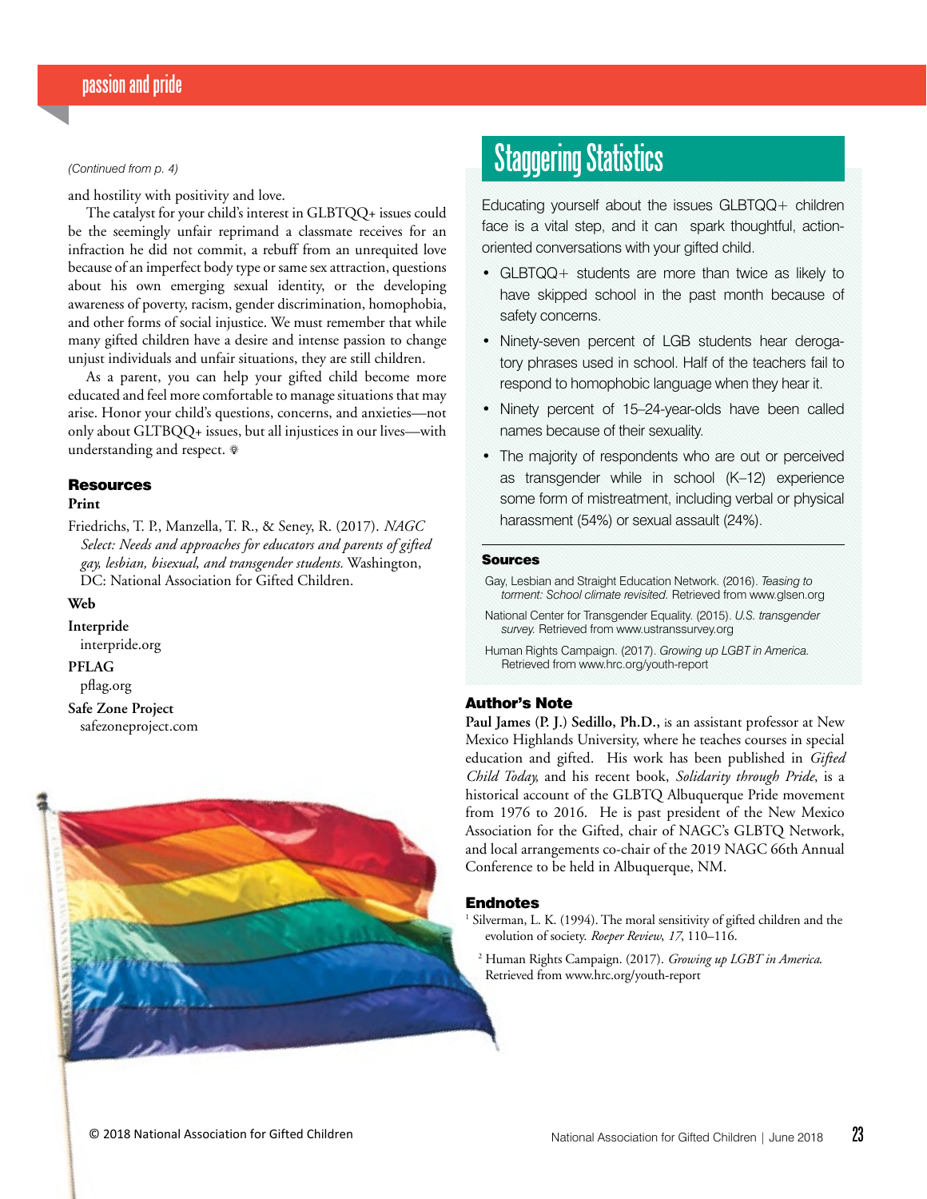(Continued from p. 4)

and hostility with positivity and love.

The catalyst for your child's interest in GLBTQQ+ issues could be the seemingly unfair reprimand a classmate receives for an infraction he did not commit, a rebuff from an unrequited love because of an imperfect body type or same sex attraction, questions about his own emerging sexual identity, or the developing awareness of poverty, racism, gender discrimination, homophobia, and other forms of social injustice. We must remember that while many gifted children have a desire and intense passion to change unjust individuals and unfair situations, they are still children.

As a parent, you can help your gifted child become more educated and feel more comfortable to manage situations that may arise. Honor your child's questions, concerns, and anxieties—not only about GLTBQQ+ issues, but all injustices in our lives—with understanding and respect.

### Resources

**Print**

Friedrichs, T. P., Manzella, T. R., & Seney, R. (2017). *NAGC Select: Needs and approaches for educators and parents of gifted gay, lesbian, bisexual, and transgender students.* Washington, DC: National Association for Gifted Children.

**Web**

**Interpride**
interpride.org

**PFLAG**
pflag.org

**Safe Zone Project**
safezoneproject.com

## Staggering Statistics

Educating yourself about the issues GLBTQQ+ children face is a vital step, and it can spark thoughtful, action-oriented conversations with your gifted child.

- GLBTQQ+ students are more than twice as likely to have skipped school in the past month because of safety concerns.
- Ninety-seven percent of LGB students hear derogatory phrases used in school. Half of the teachers fail to respond to homophobic language when they hear it.
- Ninety percent of 15–24-year-olds have been called names because of their sexuality.
- The majority of respondents who are out or perceived as transgender while in school (K–12) experience some form of mistreatment, including verbal or physical harassment (54%) or sexual assault (24%).

**Sources**

Gay, Lesbian and Straight Education Network. (2016). *Teasing to torment: School climate revisited.* Retrieved from www.glsen.org

National Center for Transgender Equality. (2015). *U.S. transgender survey.* Retrieved from www.ustranssurvey.org

Human Rights Campaign. (2017). *Growing up LGBT in America.* Retrieved from www.hrc.org/youth-report

### Author's Note

**Paul James (P. J.) Sedillo, Ph.D.,** is an assistant professor at New Mexico Highlands University, where he teaches courses in special education and gifted. His work has been published in *Gifted Child Today,* and his recent book, *Solidarity through Pride*, is a historical account of the GLBTQ Albuquerque Pride movement from 1976 to 2016. He is past president of the New Mexico Association for the Gifted, chair of NAGC's GLBTQ Network, and local arrangements co-chair of the 2019 NAGC 66th Annual Conference to be held in Albuquerque, NM.

### Endnotes

[1] Silverman, L. K. (1994). The moral sensitivity of gifted children and the evolution of society. *Roeper Review, 17*, 110–116.

[2] Human Rights Campaign. (2017). *Growing up LGBT in America.* Retrieved from www.hrc.org/youth-report

© 2018 National Association for Gifted Children